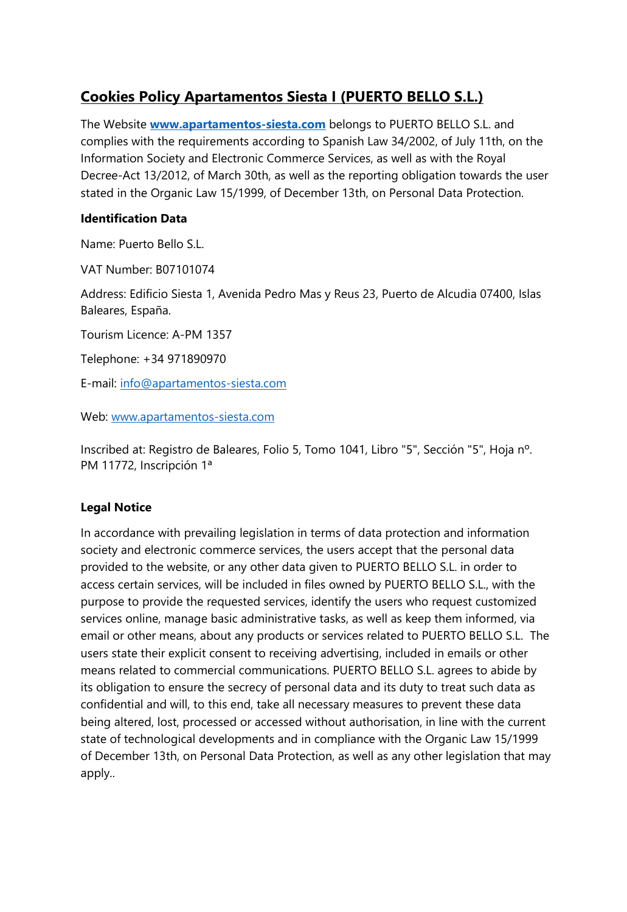# Cookies Policy Apartamentos Siesta I (PUERTO BELLO S.L.)

The Website **www.apartamentos-siesta.com** belongs to PUERTO BELLO S.L. and complies with the requirements according to Spanish Law 34/2002, of July 11th, on the Information Society and Electronic Commerce Services, as well as with the Royal Decree-Act 13/2012, of March 30th, as well as the reporting obligation towards the user stated in the Organic Law 15/1999, of December 13th, on Personal Data Protection.

**Identification Data**

Name: Puerto Bello S.L.

VAT Number: B07101074

Address: Edificio Siesta 1, Avenida Pedro Mas y Reus 23, Puerto de Alcudia 07400, Islas Baleares, España.

Tourism Licence: A-PM 1357

Telephone: +34 971890970

E-mail: info@apartamentos-siesta.com

Web: www.apartamentos-siesta.com

Inscribed at: Registro de Baleares, Folio 5, Tomo 1041, Libro "5", Sección "5", Hoja nº. PM 11772, Inscripción 1ª

**Legal Notice**

In accordance with prevailing legislation in terms of data protection and information society and electronic commerce services, the users accept that the personal data provided to the website, or any other data given to PUERTO BELLO S.L. in order to access certain services, will be included in files owned by PUERTO BELLO S.L., with the purpose to provide the requested services, identify the users who request customized services online, manage basic administrative tasks, as well as keep them informed, via email or other means, about any products or services related to PUERTO BELLO S.L. The users state their explicit consent to receiving advertising, included in emails or other means related to commercial communications. PUERTO BELLO S.L. agrees to abide by its obligation to ensure the secrecy of personal data and its duty to treat such data as confidential and will, to this end, take all necessary measures to prevent these data being altered, lost, processed or accessed without authorisation, in line with the current state of technological developments and in compliance with the Organic Law 15/1999 of December 13th, on Personal Data Protection, as well as any other legislation that may apply..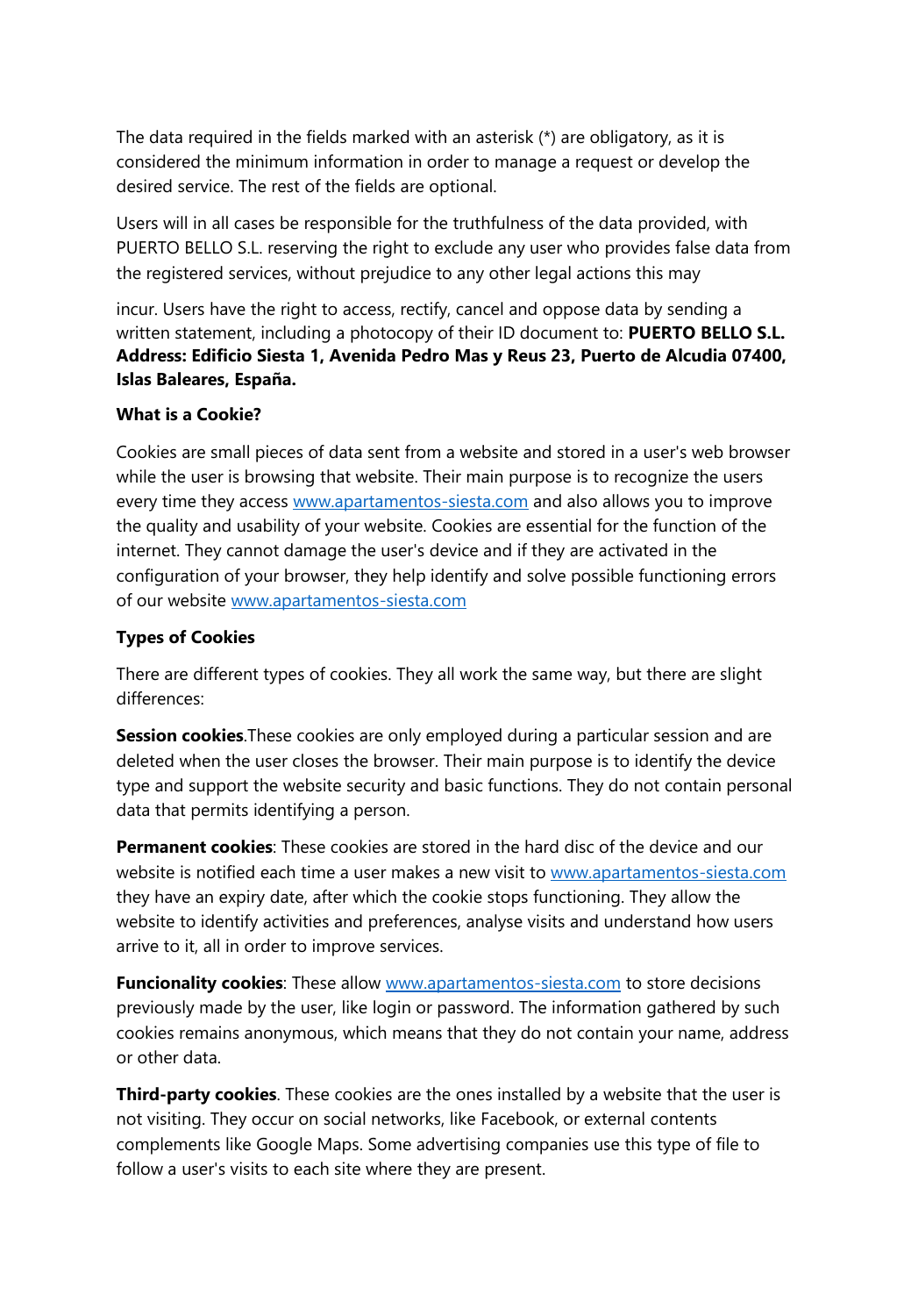The data required in the fields marked with an asterisk (*) are obligatory, as it is considered the minimum information in order to manage a request or develop the desired service. The rest of the fields are optional.

Users will in all cases be responsible for the truthfulness of the data provided, with PUERTO BELLO S.L. reserving the right to exclude any user who provides false data from the registered services, without prejudice to any other legal actions this may

incur. Users have the right to access, rectify, cancel and oppose data by sending a written statement, including a photocopy of their ID document to: **PUERTO BELLO S.L. Address: Edificio Siesta 1, Avenida Pedro Mas y Reus 23, Puerto de Alcudia 07400, Islas Baleares, España.**

**What is a Cookie?**

Cookies are small pieces of data sent from a website and stored in a user's web browser while the user is browsing that website. Their main purpose is to recognize the users every time they access [www.apartamentos-siesta.com](www.apartamentos-siesta.com) and also allows you to improve the quality and usability of your website. Cookies are essential for the function of the internet. They cannot damage the user's device and if they are activated in the configuration of your browser, they help identify and solve possible functioning errors of our website [www.apartamentos-siesta.com](www.apartamentos-siesta.com)

**Types of Cookies**

There are different types of cookies. They all work the same way, but there are slight differences:

**Session cookies**.These cookies are only employed during a particular session and are deleted when the user closes the browser. Their main purpose is to identify the device type and support the website security and basic functions. They do not contain personal data that permits identifying a person.

**Permanent cookies**: These cookies are stored in the hard disc of the device and our website is notified each time a user makes a new visit to [www.apartamentos-siesta.com](www.apartamentos-siesta.com) they have an expiry date, after which the cookie stops functioning. They allow the website to identify activities and preferences, analyse visits and understand how users arrive to it, all in order to improve services.

**Funcionality cookies**: These allow [www.apartamentos-siesta.com](www.apartamentos-siesta.com) to store decisions previously made by the user, like login or password. The information gathered by such cookies remains anonymous, which means that they do not contain your name, address or other data.

**Third-party cookies**. These cookies are the ones installed by a website that the user is not visiting. They occur on social networks, like Facebook, or external contents complements like Google Maps. Some advertising companies use this type of file to follow a user's visits to each site where they are present.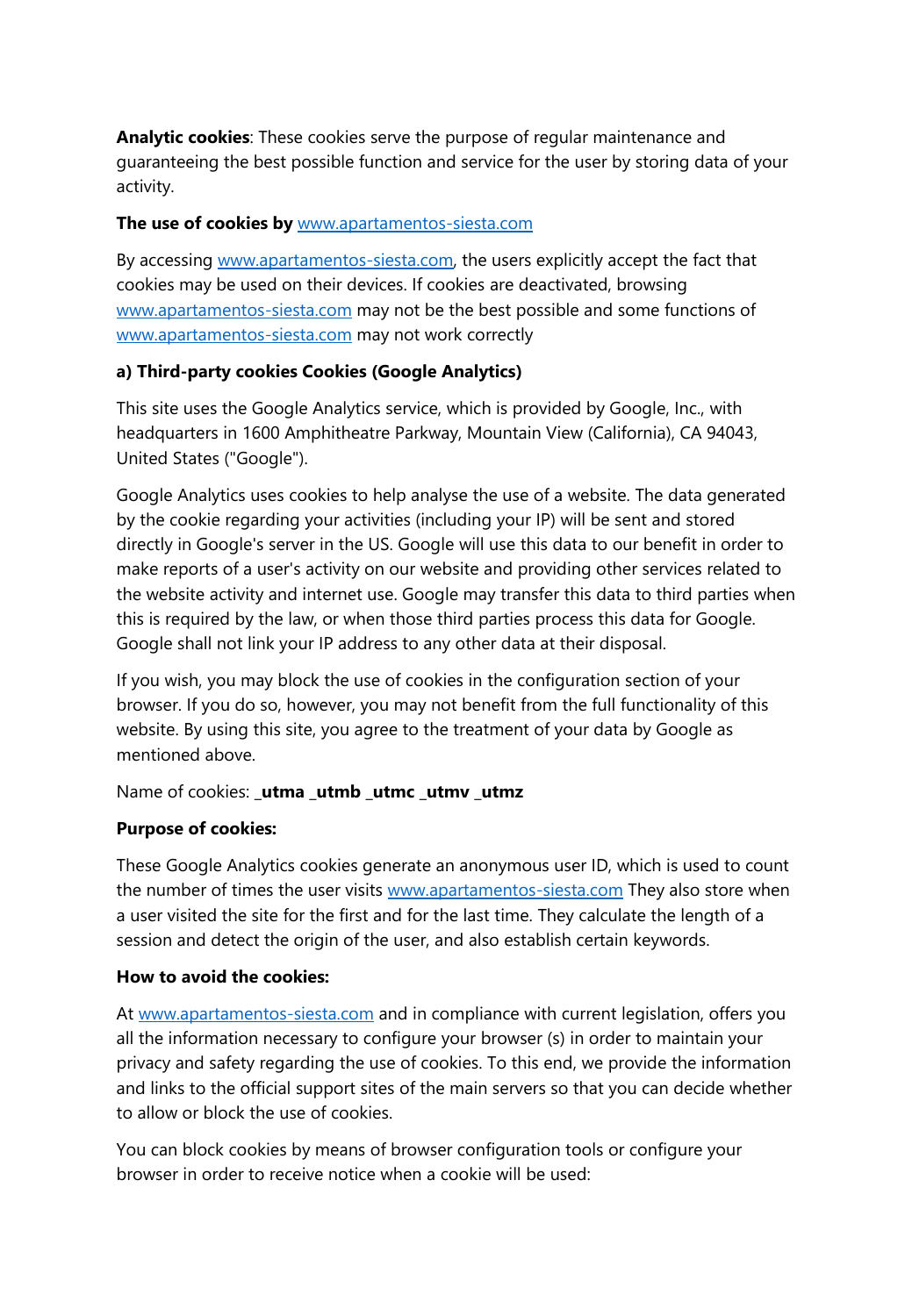**Analytic cookies**: These cookies serve the purpose of regular maintenance and guaranteeing the best possible function and service for the user by storing data of your activity.

**The use of cookies by** [www.apartamentos-siesta.com](http://www.apartamentos-siesta.com)

By accessing [www.apartamentos-siesta.com](http://www.apartamentos-siesta.com), the users explicitly accept the fact that cookies may be used on their devices. If cookies are deactivated, browsing [www.apartamentos-siesta.com](http://www.apartamentos-siesta.com) may not be the best possible and some functions of [www.apartamentos-siesta.com](http://www.apartamentos-siesta.com) may not work correctly

**a) Third-party cookies Cookies (Google Analytics)**

This site uses the Google Analytics service, which is provided by Google, Inc., with headquarters in 1600 Amphitheatre Parkway, Mountain View (California), CA 94043, United States ("Google").

Google Analytics uses cookies to help analyse the use of a website. The data generated by the cookie regarding your activities (including your IP) will be sent and stored directly in Google's server in the US. Google will use this data to our benefit in order to make reports of a user's activity on our website and providing other services related to the website activity and internet use. Google may transfer this data to third parties when this is required by the law, or when those third parties process this data for Google. Google shall not link your IP address to any other data at their disposal.

If you wish, you may block the use of cookies in the configuration section of your browser. If you do so, however, you may not benefit from the full functionality of this website. By using this site, you agree to the treatment of your data by Google as mentioned above.

Name of cookies: **_utma _utmb _utmc _utmv _utmz**

**Purpose of cookies:**

These Google Analytics cookies generate an anonymous user ID, which is used to count the number of times the user visits [www.apartamentos-siesta.com](http://www.apartamentos-siesta.com) They also store when a user visited the site for the first and for the last time. They calculate the length of a session and detect the origin of the user, and also establish certain keywords.

**How to avoid the cookies:**

At [www.apartamentos-siesta.com](http://www.apartamentos-siesta.com) and in compliance with current legislation, offers you all the information necessary to configure your browser (s) in order to maintain your privacy and safety regarding the use of cookies. To this end, we provide the information and links to the official support sites of the main servers so that you can decide whether to allow or block the use of cookies.

You can block cookies by means of browser configuration tools or configure your browser in order to receive notice when a cookie will be used: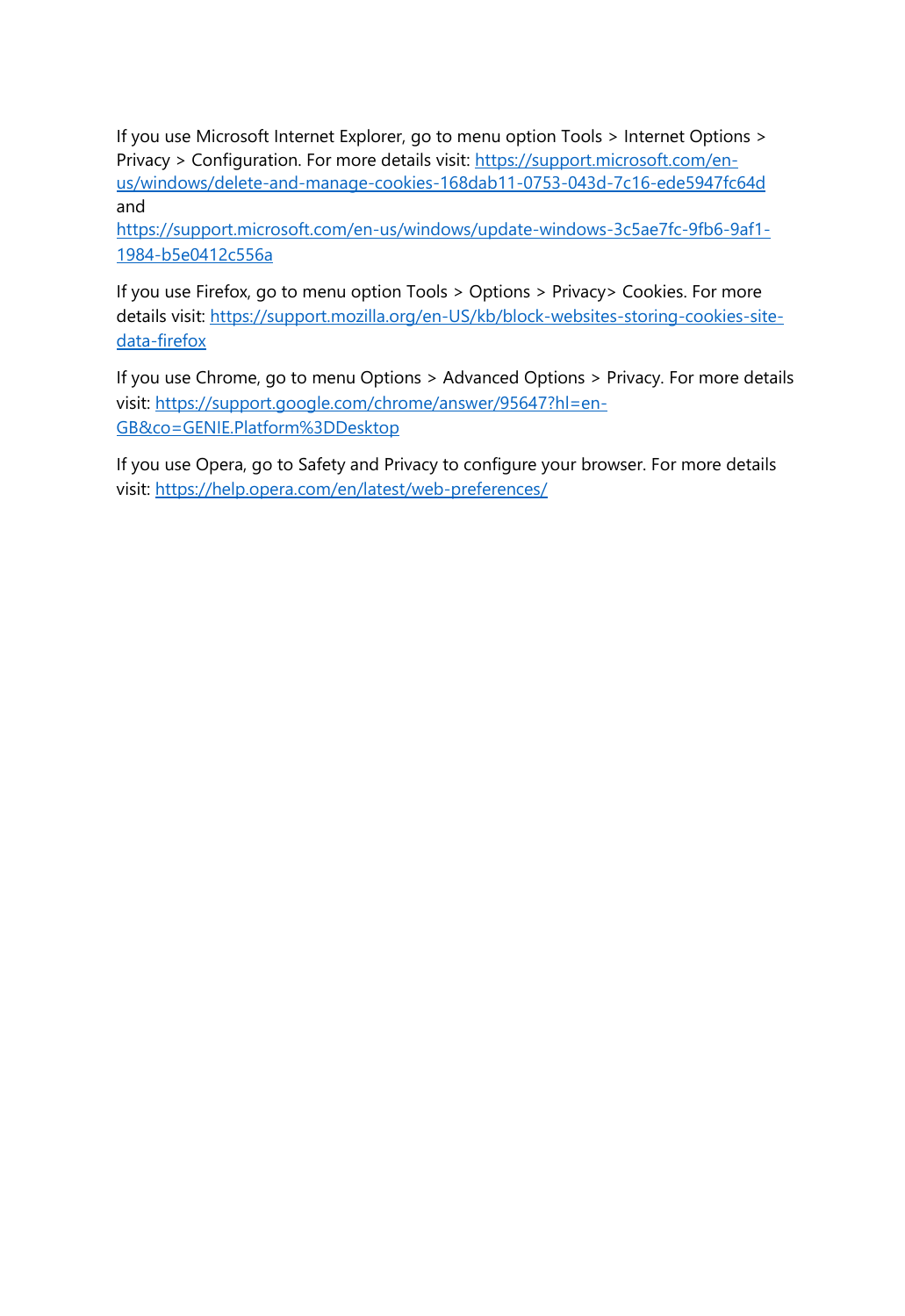If you use Microsoft Internet Explorer, go to menu option Tools > Internet Options > Privacy > Configuration. For more details visit: https://support.microsoft.com/en-us/windows/delete-and-manage-cookies-168dab11-0753-043d-7c16-ede5947fc64d and https://support.microsoft.com/en-us/windows/update-windows-3c5ae7fc-9fb6-9af1-1984-b5e0412c556a

If you use Firefox, go to menu option Tools > Options > Privacy> Cookies. For more details visit: https://support.mozilla.org/en-US/kb/block-websites-storing-cookies-site-data-firefox

If you use Chrome, go to menu Options > Advanced Options > Privacy. For more details visit: https://support.google.com/chrome/answer/95647?hl=en-GB&co=GENIE.Platform%3DDesktop

If you use Opera, go to Safety and Privacy to configure your browser. For more details visit: https://help.opera.com/en/latest/web-preferences/